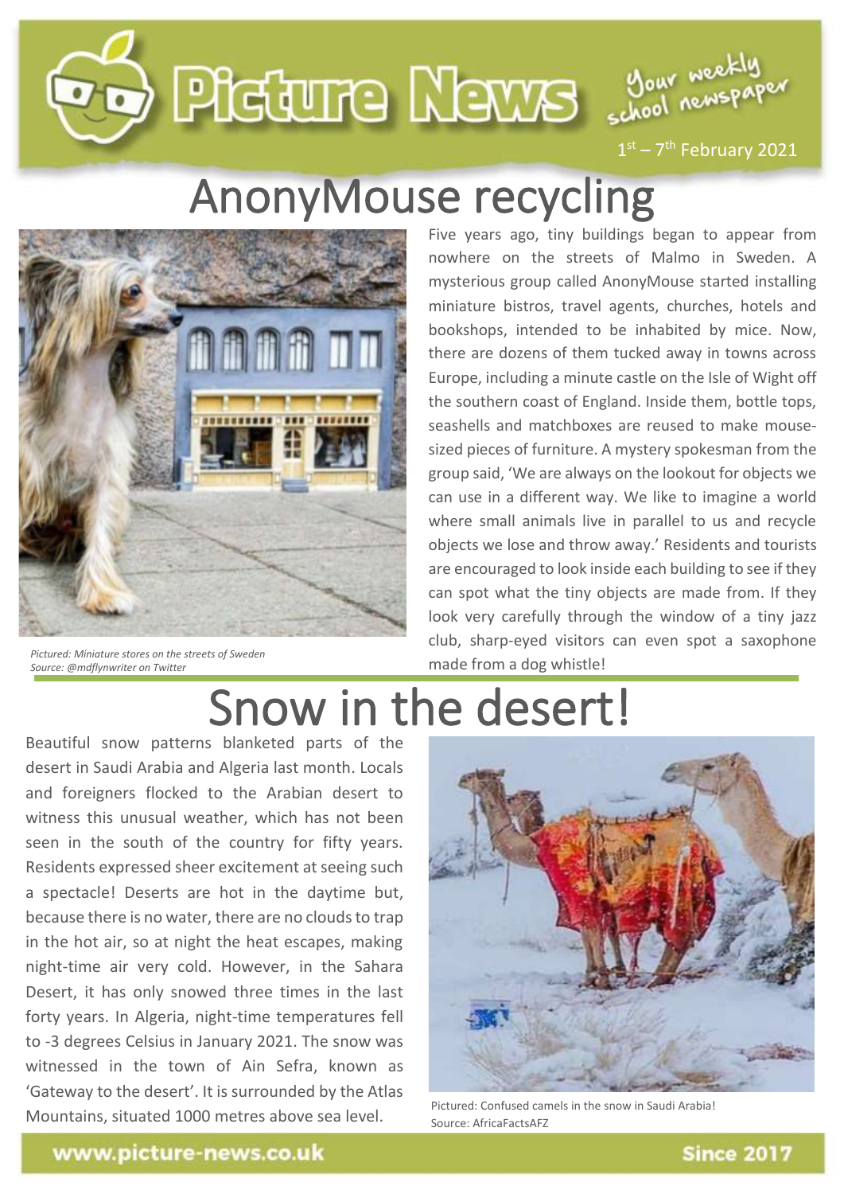Picture News — Your weekly school newspaper

1st – 7th February 2021

# AnonyMouse recycling

*Pictured: Miniature stores on the streets of Sweden*
*Source: @mdflynwriter on Twitter*

Five years ago, tiny buildings began to appear from nowhere on the streets of Malmo in Sweden. A mysterious group called AnonyMouse started installing miniature bistros, travel agents, churches, hotels and bookshops, intended to be inhabited by mice. Now, there are dozens of them tucked away in towns across Europe, including a minute castle on the Isle of Wight off the southern coast of England. Inside them, bottle tops, seashells and matchboxes are reused to make mouse-sized pieces of furniture. A mystery spokesman from the group said, 'We are always on the lookout for objects we can use in a different way. We like to imagine a world where small animals live in parallel to us and recycle objects we lose and throw away.' Residents and tourists are encouraged to look inside each building to see if they can spot what the tiny objects are made from. If they look very carefully through the window of a tiny jazz club, sharp-eyed visitors can even spot a saxophone made from a dog whistle!

# Snow in the desert!

Beautiful snow patterns blanketed parts of the desert in Saudi Arabia and Algeria last month. Locals and foreigners flocked to the Arabian desert to witness this unusual weather, which has not been seen in the south of the country for fifty years. Residents expressed sheer excitement at seeing such a spectacle! Deserts are hot in the daytime but, because there is no water, there are no clouds to trap in the hot air, so at night the heat escapes, making night-time air very cold. However, in the Sahara Desert, it has only snowed three times in the last forty years. In Algeria, night-time temperatures fell to -3 degrees Celsius in January 2021. The snow was witnessed in the town of Ain Sefra, known as 'Gateway to the desert'. It is surrounded by the Atlas Mountains, situated 1000 metres above sea level.

Pictured: Confused camels in the snow in Saudi Arabia!
Source: AfricaFactsAFZ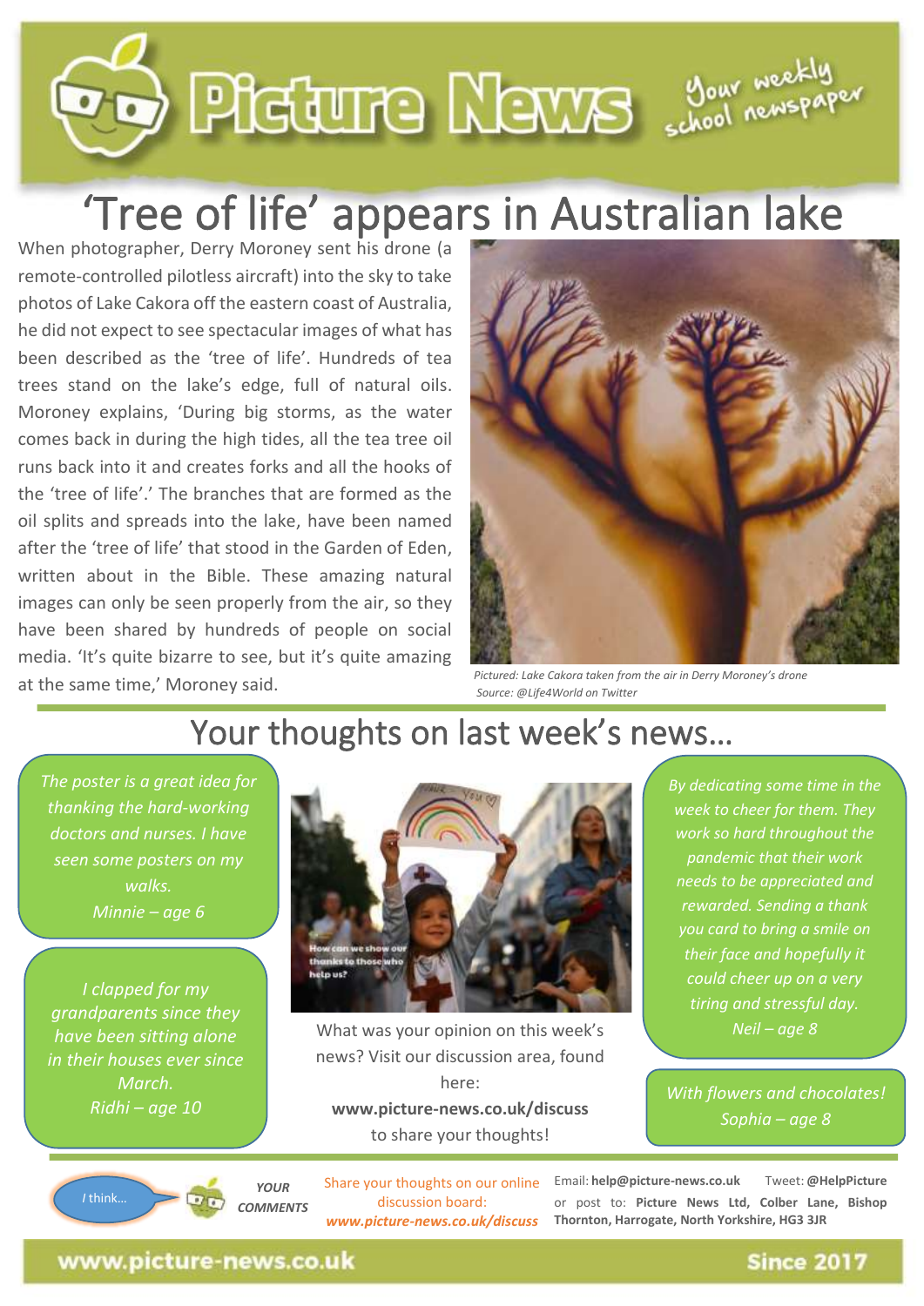# 'Tree of life' appears in Australian lake

When photographer, Derry Moroney sent his drone (a remote-controlled pilotless aircraft) into the sky to take photos of Lake Cakora off the eastern coast of Australia, he did not expect to see spectacular images of what has been described as the 'tree of life'. Hundreds of tea trees stand on the lake's edge, full of natural oils. Moroney explains, 'During big storms, as the water comes back in during the high tides, all the tea tree oil runs back into it and creates forks and all the hooks of the 'tree of life'.' The branches that are formed as the oil splits and spreads into the lake, have been named after the 'tree of life' that stood in the Garden of Eden, written about in the Bible. These amazing natural images can only be seen properly from the air, so they have been shared by hundreds of people on social media. 'It's quite bizarre to see, but it's quite amazing at the same time,' Moroney said.

*Pictured: Lake Cakora taken from the air in Derry Moroney's drone*
*Source: @Life4World on Twitter*

## Your thoughts on last week's news…

*The poster is a great idea for thanking the hard-working doctors and nurses. I have seen some posters on my walks.*
*Minnie – age 6*

*I clapped for my grandparents since they have been sitting alone in their houses ever since March.*
*Ridhi – age 10*

What was your opinion on this week's news? Visit our discussion area, found here:
**www.picture-news.co.uk/discuss**
to share your thoughts!

*By dedicating some time in the week to cheer for them. They work so hard throughout the pandemic that their work needs to be appreciated and rewarded. Sending a thank you card to bring a smile on their face and hopefully it could cheer up on a very tiring and stressful day.*
*Neil – age 8*

*With flowers and chocolates!*
*Sophia – age 8*

I think… *YOUR COMMENTS*

Share your thoughts on our online discussion board: *www.picture-news.co.uk/discuss*

Email: **help@picture-news.co.uk** Tweet: **@HelpPicture**
or post to: **Picture News Ltd, Colber Lane, Bishop Thornton, Harrogate, North Yorkshire, HG3 3JR**